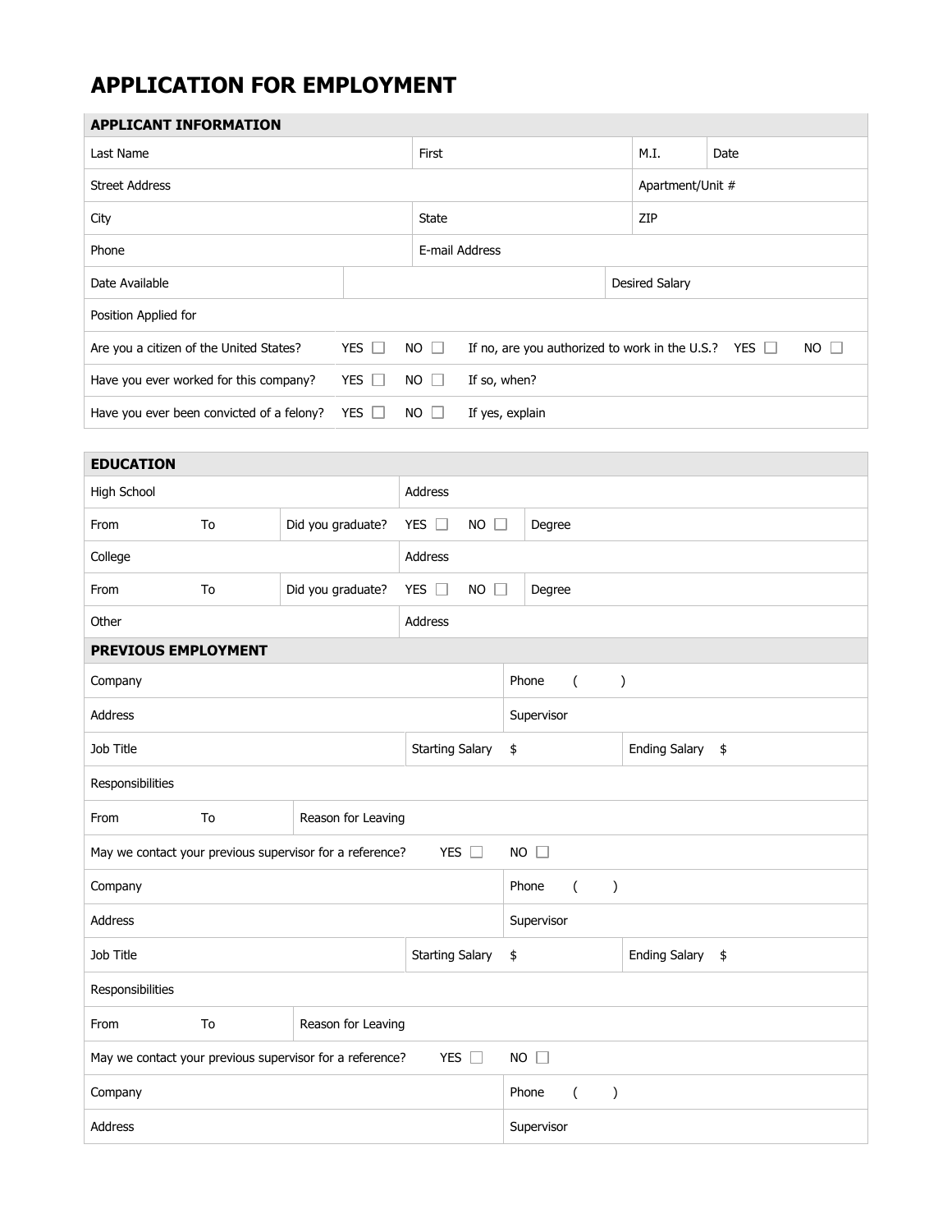# APPLICATION FOR EMPLOYMENT

| APPLICANT INFORMATION | | | | |
|---|---|---|---|---|
| Last Name | | First | M.I. | Date |
| Street Address | | | Apartment/Unit # | |
| City | | State | ZIP | |
| Phone | | E-mail Address | | |
| Date Available | | | Desired Salary | |
| Position Applied for | | | | |
| Are you a citizen of the United States? | YES ☐ NO ☐ | If no, are you authorized to work in the U.S.? | YES ☐ | NO ☐ |
| Have you ever worked for this company? | YES ☐ NO ☐ | If so, when? | | |
| Have you ever been convicted of a felony? | YES ☐ NO ☐ | If yes, explain | | |

| EDUCATION | | | | |
|---|---|---|---|---|
| High School | | | Address | |
| From | To | Did you graduate? | YES ☐ NO ☐ | Degree |
| College | | | Address | |
| From | To | Did you graduate? | YES ☐ NO ☐ | Degree |
| Other | | | Address | |

| PREVIOUS EMPLOYMENT | | | | |
|---|---|---|---|---|
| Company | | | Phone ( ) | |
| Address | | | Supervisor | |
| Job Title | | Starting Salary | $ | Ending Salary $ |
| Responsibilities | | | | |
| From | To | Reason for Leaving | | |
| May we contact your previous supervisor for a reference? | | YES ☐ | NO ☐ | |
| Company | | | Phone ( ) | |
| Address | | | Supervisor | |
| Job Title | | Starting Salary | $ | Ending Salary $ |
| Responsibilities | | | | |
| From | To | Reason for Leaving | | |
| May we contact your previous supervisor for a reference? | | YES ☐ | NO ☐ | |
| Company | | | Phone ( ) | |
| Address | | | Supervisor | |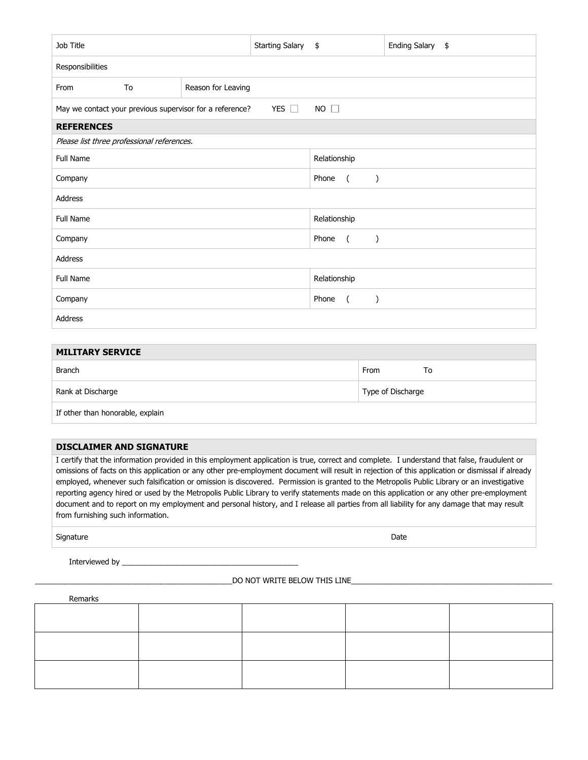| | | |
|---|---|---|
| Job Title | Starting Salary $ | Ending Salary $ |
| Responsibilities | | |
| From To | Reason for Leaving | |
| May we contact your previous supervisor for a reference? YES ☐ NO ☐ | | |

## REFERENCES

*Please list three professional references.*

| | |
|---|---|
| Full Name | Relationship |
| Company | Phone ( ) |
| Address | |
| Full Name | Relationship |
| Company | Phone ( ) |
| Address | |
| Full Name | Relationship |
| Company | Phone ( ) |
| Address | |

## MILITARY SERVICE

| | |
|---|---|
| Branch | From To |
| Rank at Discharge | Type of Discharge |
| If other than honorable, explain | |

## DISCLAIMER AND SIGNATURE

I certify that the information provided in this employment application is true, correct and complete. I understand that false, fraudulent or omissions of facts on this application or any other pre-employment document will result in rejection of this application or dismissal if already employed, whenever such falsification or omission is discovered. Permission is granted to the Metropolis Public Library or an investigative reporting agency hired or used by the Metropolis Public Library to verify statements made on this application or any other pre-employment document and to report on my employment and personal history, and I release all parties from all liability for any damage that may result from furnishing such information.

| | |
|---|---|
| Signature | Date |

Interviewed by ____________________________________________

______________________________________________DO NOT WRITE BELOW THIS LINE______________________________________________

Remarks

| | | | | |
|---|---|---|---|---|
| | | | | |
| | | | | |
| | | | | |